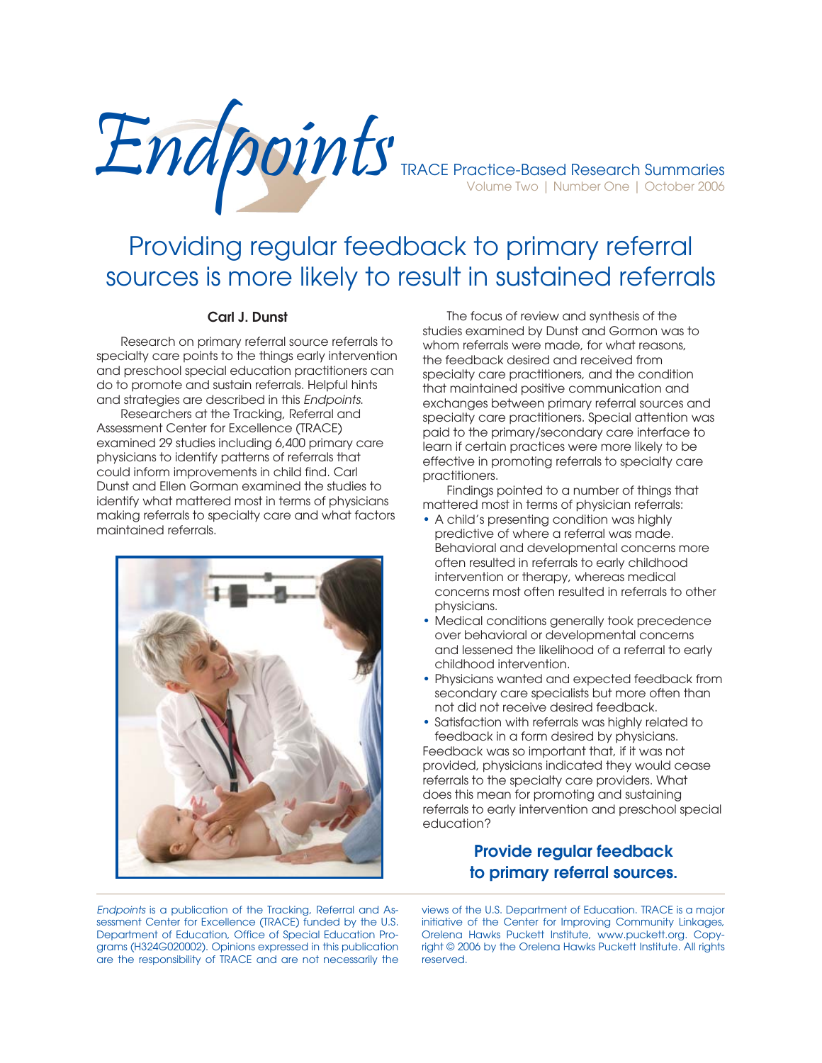# Endpoints

TRACE Practice-Based Research Summaries
Volume Two | Number One | October 2006

## Providing regular feedback to primary referral sources is more likely to result in sustained referrals

**Carl J. Dunst**

Research on primary referral source referrals to specialty care points to the things early intervention and preschool special education practitioners can do to promote and sustain referrals. Helpful hints and strategies are described in this *Endpoints*.

Researchers at the Tracking, Referral and Assessment Center for Excellence (TRACE) examined 29 studies including 6,400 primary care physicians to identify patterns of referrals that could inform improvements in child find. Carl Dunst and Ellen Gorman examined the studies to identify what mattered most in terms of physicians making referrals to specialty care and what factors maintained referrals.

The focus of review and synthesis of the studies examined by Dunst and Gormon was to whom referrals were made, for what reasons, the feedback desired and received from specialty care practitioners, and the condition that maintained positive communication and exchanges between primary referral sources and specialty care practitioners. Special attention was paid to the primary/secondary care interface to learn if certain practices were more likely to be effective in promoting referrals to specialty care practitioners.

Findings pointed to a number of things that mattered most in terms of physician referrals:

- A child's presenting condition was highly predictive of where a referral was made. Behavioral and developmental concerns more often resulted in referrals to early childhood intervention or therapy, whereas medical concerns most often resulted in referrals to other physicians.
- Medical conditions generally took precedence over behavioral or developmental concerns and lessened the likelihood of a referral to early childhood intervention.
- Physicians wanted and expected feedback from secondary care specialists but more often than not did not receive desired feedback.
- Satisfaction with referrals was highly related to feedback in a form desired by physicians.

Feedback was so important that, if it was not provided, physicians indicated they would cease referrals to the specialty care providers. What does this mean for promoting and sustaining referrals to early intervention and preschool special education?

**Provide regular feedback to primary referral sources.**

---

*Endpoints* is a publication of the Tracking, Referral and Assessment Center for Excellence (TRACE) funded by the U.S. Department of Education, Office of Special Education Programs (H324G020002). Opinions expressed in this publication are the responsibility of TRACE and are not necessarily the views of the U.S. Department of Education. TRACE is a major initiative of the Center for Improving Community Linkages, Orelena Hawks Puckett Institute, www.puckett.org. Copyright © 2006 by the Orelena Hawks Puckett Institute. All rights reserved.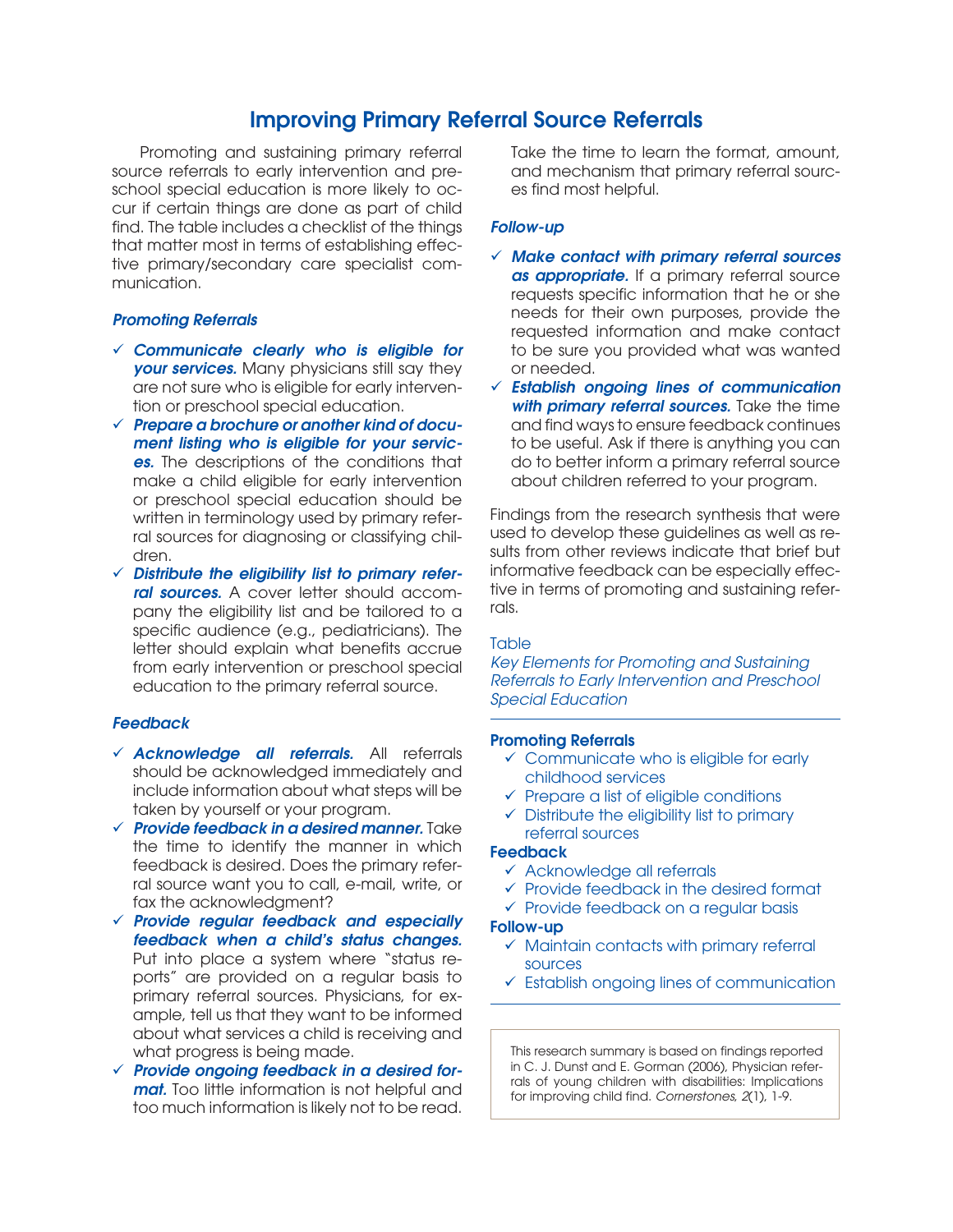# Improving Primary Referral Source Referrals

Promoting and sustaining primary referral source referrals to early intervention and preschool special education is more likely to occur if certain things are done as part of child find. The table includes a checklist of the things that matter most in terms of establishing effective primary/secondary care specialist communication.

### *Promoting Referrals*

- ✓ ***Communicate clearly who is eligible for your services.*** Many physicians still say they are not sure who is eligible for early intervention or preschool special education.
- ✓ ***Prepare a brochure or another kind of document listing who is eligible for your services.*** The descriptions of the conditions that make a child eligible for early intervention or preschool special education should be written in terminology used by primary referral sources for diagnosing or classifying children.
- ✓ ***Distribute the eligibility list to primary referral sources.*** A cover letter should accompany the eligibility list and be tailored to a specific audience (e.g., pediatricians). The letter should explain what benefits accrue from early intervention or preschool special education to the primary referral source.

### *Feedback*

- ✓ ***Acknowledge all referrals.*** All referrals should be acknowledged immediately and include information about what steps will be taken by yourself or your program.
- ✓ ***Provide feedback in a desired manner.*** Take the time to identify the manner in which feedback is desired. Does the primary referral source want you to call, e-mail, write, or fax the acknowledgment?
- ✓ ***Provide regular feedback and especially feedback when a child's status changes.*** Put into place a system where "status reports" are provided on a regular basis to primary referral sources. Physicians, for example, tell us that they want to be informed about what services a child is receiving and what progress is being made.
- ✓ ***Provide ongoing feedback in a desired format.*** Too little information is not helpful and too much information is likely not to be read. Take the time to learn the format, amount, and mechanism that primary referral sources find most helpful.

### *Follow-up*

- ✓ ***Make contact with primary referral sources as appropriate.*** If a primary referral source requests specific information that he or she needs for their own purposes, provide the requested information and make contact to be sure you provided what was wanted or needed.
- ✓ ***Establish ongoing lines of communication with primary referral sources.*** Take the time and find ways to ensure feedback continues to be useful. Ask if there is anything you can do to better inform a primary referral source about children referred to your program.

Findings from the research synthesis that were used to develop these guidelines as well as results from other reviews indicate that brief but informative feedback can be especially effective in terms of promoting and sustaining referrals.

Table
*Key Elements for Promoting and Sustaining Referrals to Early Intervention and Preschool Special Education*

**Promoting Referrals**
- ✓ Communicate who is eligible for early childhood services
- ✓ Prepare a list of eligible conditions
- ✓ Distribute the eligibility list to primary referral sources

**Feedback**
- ✓ Acknowledge all referrals
- ✓ Provide feedback in the desired format
- ✓ Provide feedback on a regular basis

**Follow-up**
- ✓ Maintain contacts with primary referral sources
- ✓ Establish ongoing lines of communication

This research summary is based on findings reported in C. J. Dunst and E. Gorman (2006), Physician referrals of young children with disabilities: Implications for improving child find. *Cornerstones*, *2*(1), 1-9.